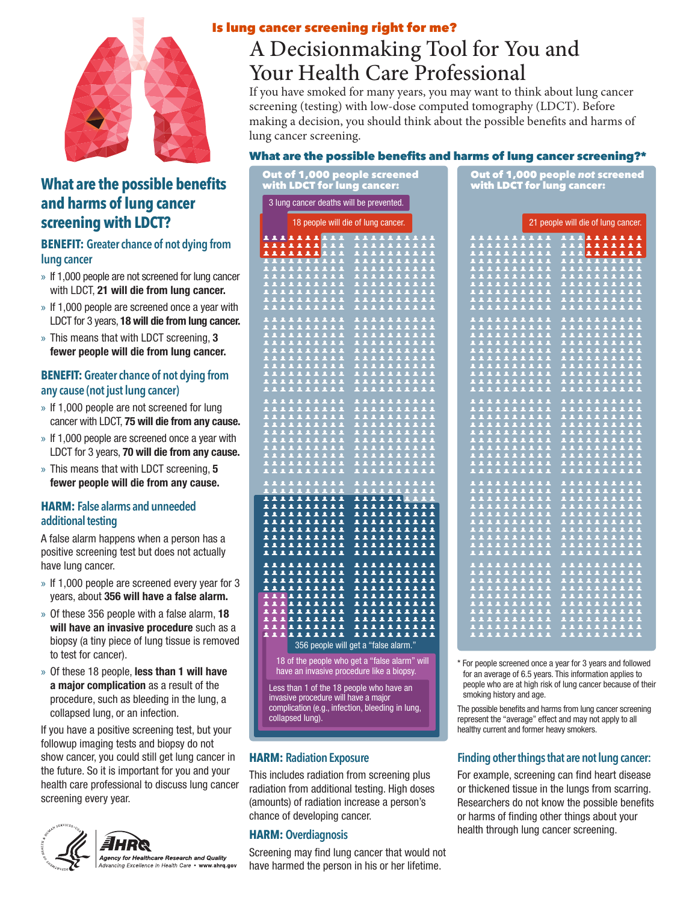**Is lung cancer screening right for me?**

# A Decisionmaking Tool for You and Your Health Care Professional

If you have smoked for many years, you may want to think about lung cancer screening (testing) with low-dose computed tomography (LDCT). Before making a decision, you should think about the possible benefits and harms of lung cancer screening.

## What are the possible benefits and harms of lung cancer screening with LDCT?

### BENEFIT: Greater chance of not dying from lung cancer

- If 1,000 people are not screened for lung cancer with LDCT, **21 will die from lung cancer.**
- If 1,000 people are screened once a year with LDCT for 3 years, **18 will die from lung cancer.**
- This means that with LDCT screening, **3 fewer people will die from lung cancer.**

### BENEFIT: Greater chance of not dying from any cause (not just lung cancer)

- If 1,000 people are not screened for lung cancer with LDCT, **75 will die from any cause.**
- If 1,000 people are screened once a year with LDCT for 3 years, **70 will die from any cause.**
- This means that with LDCT screening, **5 fewer people will die from any cause.**

### HARM: False alarms and unneeded additional testing

A false alarm happens when a person has a positive screening test but does not actually have lung cancer.

- If 1,000 people are screened every year for 3 years, about **356 will have a false alarm.**
- Of these 356 people with a false alarm, **18 will have an invasive procedure** such as a biopsy (a tiny piece of lung tissue is removed to test for cancer).
- Of these 18 people, **less than 1 will have a major complication** as a result of the procedure, such as bleeding in the lung, a collapsed lung, or an infection.

If you have a positive screening test, but your followup imaging tests and biopsy do not show cancer, you could still get lung cancer in the future. So it is important for you and your health care professional to discuss lung cancer screening every year.

## What are the possible benefits and harms of lung cancer screening?*

**Out of 1,000 people screened with LDCT for lung cancer:**

- 3 lung cancer deaths will be prevented.
- 18 people will die of lung cancer.
- 356 people will get a "false alarm."
- 18 of the people who get a "false alarm" will have an invasive procedure like a biopsy.
- Less than 1 of the 18 people who have an invasive procedure will have a major complication (e.g., infection, bleeding in lung, collapsed lung).

**Out of 1,000 people *not* screened with LDCT for lung cancer:**

- 21 people will die of lung cancer.

\* For people screened once a year for 3 years and followed for an average of 6.5 years. This information applies to people who are at high risk of lung cancer because of their smoking history and age.

The possible benefits and harms from lung cancer screening represent the "average" effect and may not apply to all healthy current and former heavy smokers.

### HARM: Radiation Exposure

This includes radiation from screening plus radiation from additional testing. High doses (amounts) of radiation increase a person's chance of developing cancer.

### HARM: Overdiagnosis

Screening may find lung cancer that would not have harmed the person in his or her lifetime.

### Finding other things that are not lung cancer:

For example, screening can find heart disease or thickened tissue in the lungs from scarring. Researchers do not know the possible benefits or harms of finding other things about your health through lung cancer screening.

AHRQ Agency for Healthcare Research and Quality
Advancing Excellence in Health Care • www.ahrq.gov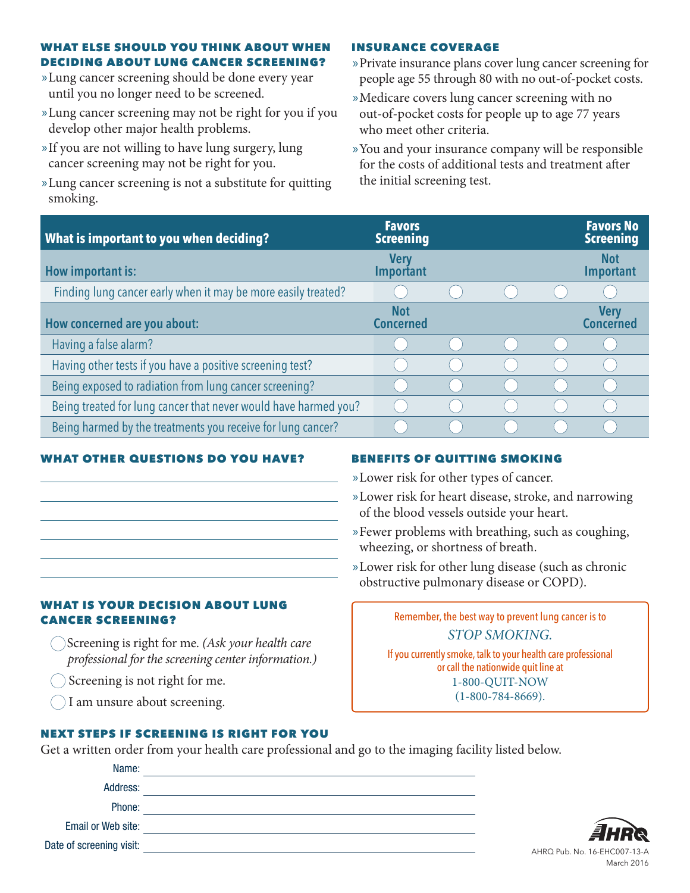## WHAT ELSE SHOULD YOU THINK ABOUT WHEN DECIDING ABOUT LUNG CANCER SCREENING?

» Lung cancer screening should be done every year until you no longer need to be screened.

» Lung cancer screening may not be right for you if you develop other major health problems.

» If you are not willing to have lung surgery, lung cancer screening may not be right for you.

» Lung cancer screening is not a substitute for quitting smoking.

## INSURANCE COVERAGE

» Private insurance plans cover lung cancer screening for people age 55 through 80 with no out-of-pocket costs.

» Medicare covers lung cancer screening with no out-of-pocket costs for people up to age 77 years who meet other criteria.

» You and your insurance company will be responsible for the costs of additional tests and treatment after the initial screening test.

| What is important to you when deciding? | Favors Screening | | | | Favors No Screening |
|---|---|---|---|---|---|
| **How important is:** | Very Important | | | | Not Important |
| Finding lung cancer early when it may be more easily treated? | ◯ | ◯ | ◯ | ◯ | ◯ |
| **How concerned are you about:** | Not Concerned | | | | Very Concerned |
| Having a false alarm? | ◯ | ◯ | ◯ | ◯ | ◯ |
| Having other tests if you have a positive screening test? | ◯ | ◯ | ◯ | ◯ | ◯ |
| Being exposed to radiation from lung cancer screening? | ◯ | ◯ | ◯ | ◯ | ◯ |
| Being treated for lung cancer that never would have harmed you? | ◯ | ◯ | ◯ | ◯ | ◯ |
| Being harmed by the treatments you receive for lung cancer? | ◯ | ◯ | ◯ | ◯ | ◯ |

## WHAT OTHER QUESTIONS DO YOU HAVE?

______________________________

______________________________

______________________________

______________________________

______________________________

______________________________

## WHAT IS YOUR DECISION ABOUT LUNG CANCER SCREENING?

◯ Screening is right for me. *(Ask your health care professional for the screening center information.)*

◯ Screening is not right for me.

◯ I am unsure about screening.

## BENEFITS OF QUITTING SMOKING

» Lower risk for other types of cancer.

» Lower risk for heart disease, stroke, and narrowing of the blood vessels outside your heart.

» Fewer problems with breathing, such as coughing, wheezing, or shortness of breath.

» Lower risk for other lung disease (such as chronic obstructive pulmonary disease or COPD).

> Remember, the best way to prevent lung cancer is to
>
> *STOP SMOKING.*
>
> If you currently smoke, talk to your health care professional or call the nationwide quit line at
> 1-800-QUIT-NOW
> (1-800-784-8669).

## NEXT STEPS IF SCREENING IS RIGHT FOR YOU

Get a written order from your health care professional and go to the imaging facility listed below.

Name: ______________________________

Address: ______________________________

Phone: ______________________________

Email or Web site: ______________________________

Date of screening visit: ______________________________

AHRQ

AHRQ Pub. No. 16-EHC007-13-A
March 2016